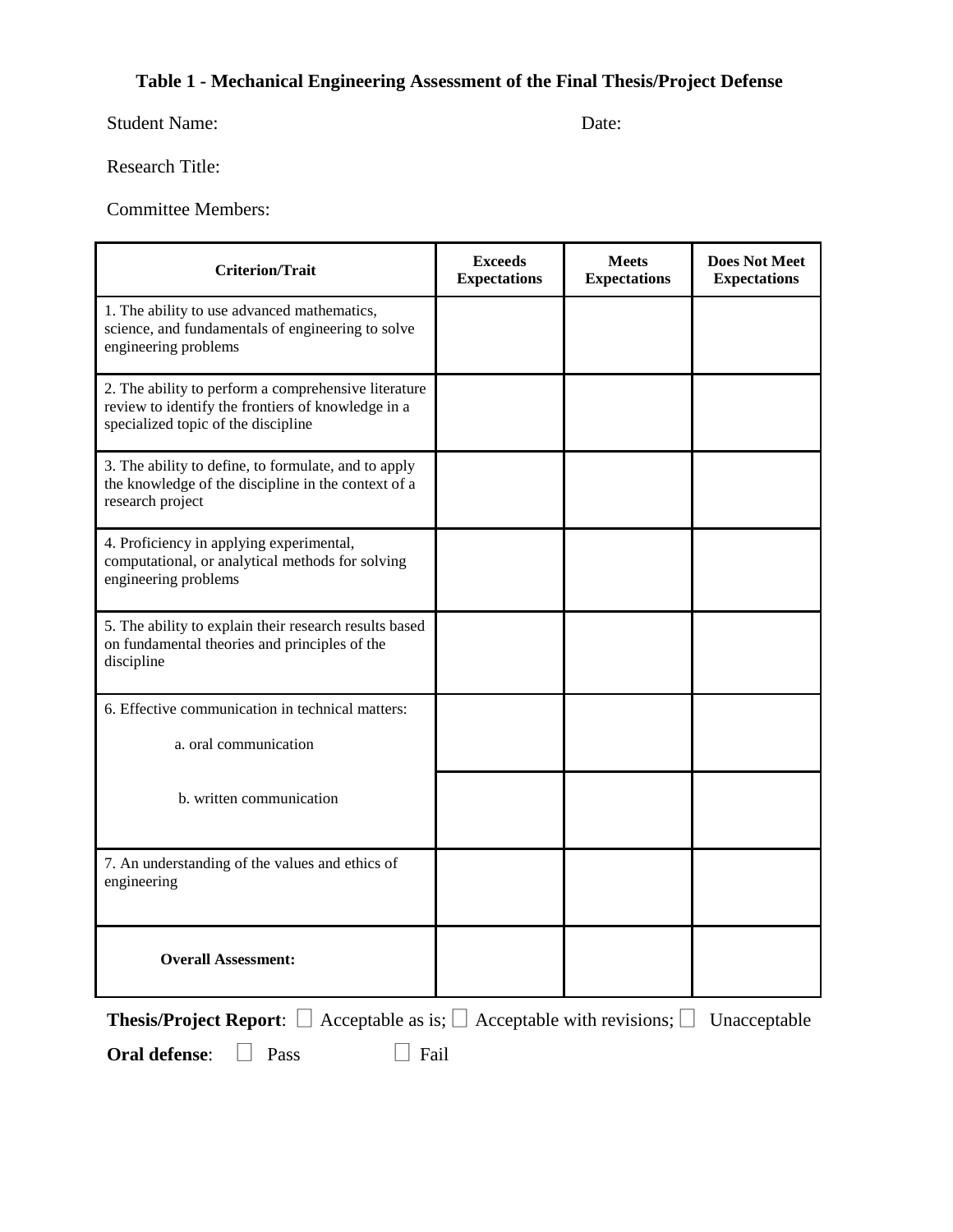**Table 1 - Mechanical Engineering Assessment of the Final Thesis/Project Defense**

Student Name: Date:

Research Title:

Committee Members:

| Criterion/Trait | Exceeds Expectations | Meets Expectations | Does Not Meet Expectations |
|---|---|---|---|
| 1. The ability to use advanced mathematics, science, and fundamentals of engineering to solve engineering problems | | | |
| 2. The ability to perform a comprehensive literature review to identify the frontiers of knowledge in a specialized topic of the discipline | | | |
| 3. The ability to define, to formulate, and to apply the knowledge of the discipline in the context of a research project | | | |
| 4. Proficiency in applying experimental, computational, or analytical methods for solving engineering problems | | | |
| 5. The ability to explain their research results based on fundamental theories and principles of the discipline | | | |
| 6. Effective communication in technical matters: a. oral communication | | | |
| b. written communication | | | |
| 7. An understanding of the values and ethics of engineering | | | |
| **Overall Assessment:** | | | |

**Thesis/Project Report**: ☐ Acceptable as is; ☐ Acceptable with revisions; ☐ Unacceptable

**Oral defense**: ☐ Pass ☐ Fail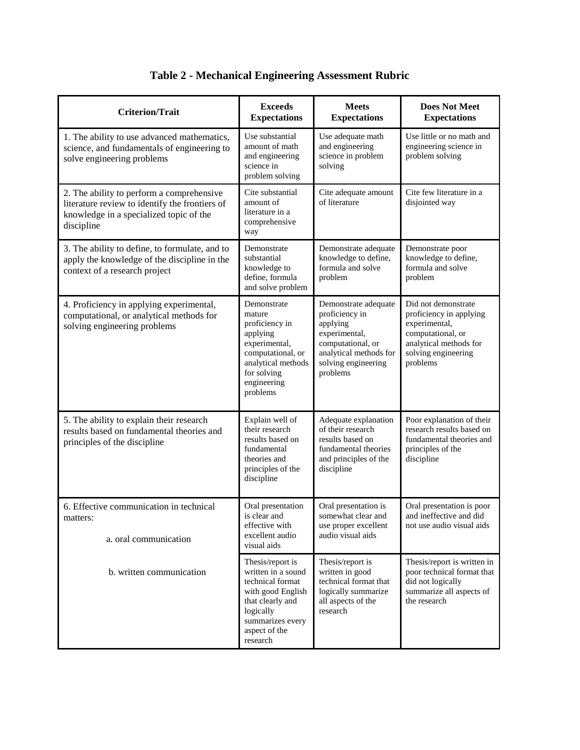# Table 2 - Mechanical Engineering Assessment Rubric

| Criterion/Trait | Exceeds Expectations | Meets Expectations | Does Not Meet Expectations |
|---|---|---|---|
| 1. The ability to use advanced mathematics, science, and fundamentals of engineering to solve engineering problems | Use substantial amount of math and engineering science in problem solving | Use adequate math and engineering science in problem solving | Use little or no math and engineering science in problem solving |
| 2. The ability to perform a comprehensive literature review to identify the frontiers of knowledge in a specialized topic of the discipline | Cite substantial amount of literature in a comprehensive way | Cite adequate amount of literature | Cite few literature in a disjointed way |
| 3. The ability to define, to formulate, and to apply the knowledge of the discipline in the context of a research project | Demonstrate substantial knowledge to define, formula and solve problem | Demonstrate adequate knowledge to define, formula and solve problem | Demonstrate poor knowledge to define, formula and solve problem |
| 4. Proficiency in applying experimental, computational, or analytical methods for solving engineering problems | Demonstrate mature proficiency in applying experimental, computational, or analytical methods for solving engineering problems | Demonstrate adequate proficiency in applying experimental, computational, or analytical methods for solving engineering problems | Did not demonstrate proficiency in applying experimental, computational, or analytical methods for solving engineering problems |
| 5. The ability to explain their research results based on fundamental theories and principles of the discipline | Explain well of their research results based on fundamental theories and principles of the discipline | Adequate explanation of their research results based on fundamental theories and principles of the discipline | Poor explanation of their research results based on fundamental theories and principles of the discipline |
| 6. Effective communication in technical matters: a. oral communication | Oral presentation is clear and effective with excellent audio visual aids | Oral presentation is somewhat clear and use proper excellent audio visual aids | Oral presentation is poor and ineffective and did not use audio visual aids |
| b. written communication | Thesis/report is written in a sound technical format with good English that clearly and logically summarizes every aspect of the research | Thesis/report is written in good technical format that logically summarize all aspects of the research | Thesis/report is written in poor technical format that did not logically summarize all aspects of the research |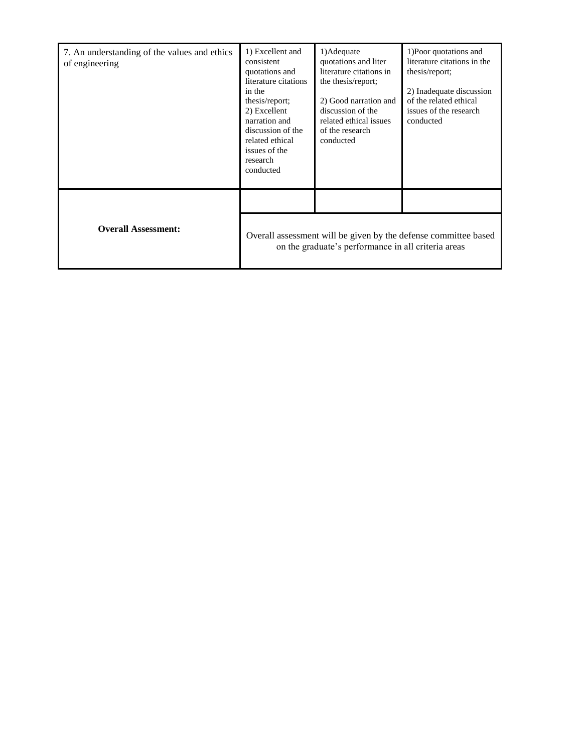| | | | |
|---|---|---|---|
| 7. An understanding of the values and ethics of engineering | 1) Excellent and consistent quotations and literature citations in the thesis/report; 2) Excellent narration and discussion of the related ethical issues of the research conducted | 1)Adequate quotations and liter literature citations in the thesis/report; 2) Good narration and discussion of the related ethical issues of the research conducted | 1)Poor quotations and literature citations in the thesis/report; 2) Inadequate discussion of the related ethical issues of the research conducted |
| **Overall Assessment:** | | | |
| | Overall assessment will be given by the defense committee based on the graduate's performance in all criteria areas | | |